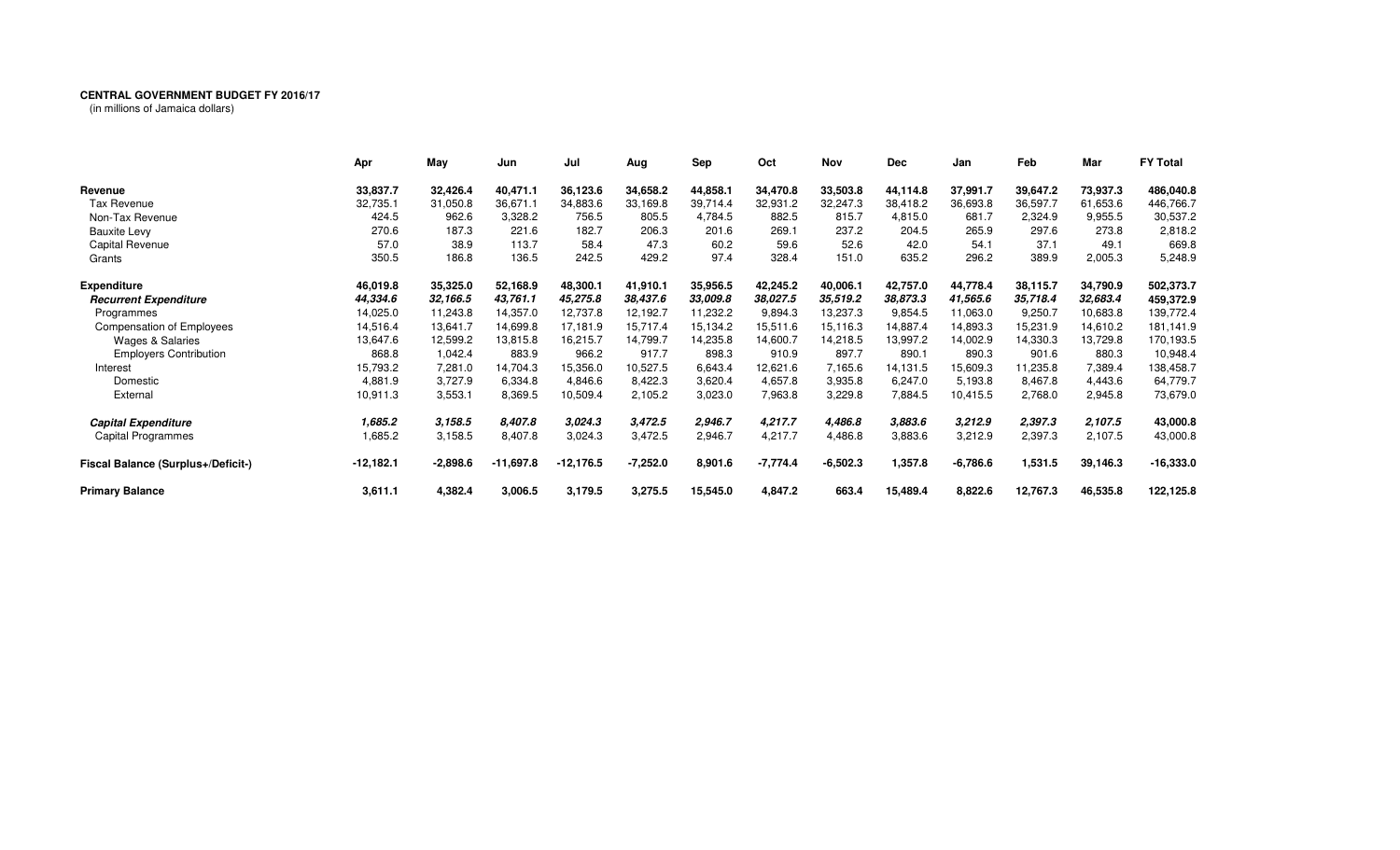**CENTRAL GOVERNMENT BUDGET FY 2016/17**
(in millions of Jamaica dollars)

| | Apr | May | Jun | Jul | Aug | Sep | Oct | Nov | Dec | Jan | Feb | Mar | FY Total |
|---|---|---|---|---|---|---|---|---|---|---|---|---|---|
| **Revenue** | **33,837.7** | **32,426.4** | **40,471.1** | **36,123.6** | **34,658.2** | **44,858.1** | **34,470.8** | **33,503.8** | **44,114.8** | **37,991.7** | **39,647.2** | **73,937.3** | **486,040.8** |
| Tax Revenue | 32,735.1 | 31,050.8 | 36,671.1 | 34,883.6 | 33,169.8 | 39,714.4 | 32,931.2 | 32,247.3 | 38,418.2 | 36,693.8 | 36,597.7 | 61,653.6 | 446,766.7 |
| Non-Tax Revenue | 424.5 | 962.6 | 3,328.2 | 756.5 | 805.5 | 4,784.5 | 882.5 | 815.7 | 4,815.0 | 681.7 | 2,324.9 | 9,955.5 | 30,537.2 |
| Bauxite Levy | 270.6 | 187.3 | 221.6 | 182.7 | 206.3 | 201.6 | 269.1 | 237.2 | 204.5 | 265.9 | 297.6 | 273.8 | 2,818.2 |
| Capital Revenue | 57.0 | 38.9 | 113.7 | 58.4 | 47.3 | 60.2 | 59.6 | 52.6 | 42.0 | 54.1 | 37.1 | 49.1 | 669.8 |
| Grants | 350.5 | 186.8 | 136.5 | 242.5 | 429.2 | 97.4 | 328.4 | 151.0 | 635.2 | 296.2 | 389.9 | 2,005.3 | 5,248.9 |
| **Expenditure** | **46,019.8** | **35,325.0** | **52,168.9** | **48,300.1** | **41,910.1** | **35,956.5** | **42,245.2** | **40,006.1** | **42,757.0** | **44,778.4** | **38,115.7** | **34,790.9** | **502,373.7** |
| ***Recurrent Expenditure*** | ***44,334.6*** | ***32,166.5*** | ***43,761.1*** | ***45,275.8*** | ***38,437.6*** | ***33,009.8*** | ***38,027.5*** | ***35,519.2*** | ***38,873.3*** | ***41,565.6*** | ***35,718.4*** | ***32,683.4*** | **459,372.9** |
| Programmes | 14,025.0 | 11,243.8 | 14,357.0 | 12,737.8 | 12,192.7 | 11,232.2 | 9,894.3 | 13,237.3 | 9,854.5 | 11,063.0 | 9,250.7 | 10,683.8 | 139,772.4 |
| Compensation of Employees | 14,516.4 | 13,641.7 | 14,699.8 | 17,181.9 | 15,717.4 | 15,134.2 | 15,511.6 | 15,116.3 | 14,887.4 | 14,893.3 | 15,231.9 | 14,610.2 | 181,141.9 |
| Wages & Salaries | 13,647.6 | 12,599.2 | 13,815.8 | 16,215.7 | 14,799.7 | 14,235.8 | 14,600.7 | 14,218.5 | 13,997.2 | 14,002.9 | 14,330.3 | 13,729.8 | 170,193.5 |
| Employers Contribution | 868.8 | 1,042.4 | 883.9 | 966.2 | 917.7 | 898.3 | 910.9 | 897.7 | 890.1 | 890.3 | 901.6 | 880.3 | 10,948.4 |
| Interest | 15,793.2 | 7,281.0 | 14,704.3 | 15,356.0 | 10,527.5 | 6,643.4 | 12,621.6 | 7,165.6 | 14,131.5 | 15,609.3 | 11,235.8 | 7,389.4 | 138,458.7 |
| Domestic | 4,881.9 | 3,727.9 | 6,334.8 | 4,846.6 | 8,422.3 | 3,620.4 | 4,657.8 | 3,935.8 | 6,247.0 | 5,193.8 | 8,467.8 | 4,443.6 | 64,779.7 |
| External | 10,911.3 | 3,553.1 | 8,369.5 | 10,509.4 | 2,105.2 | 3,023.0 | 7,963.8 | 3,229.8 | 7,884.5 | 10,415.5 | 2,768.0 | 2,945.8 | 73,679.0 |
| ***Capital Expenditure*** | ***1,685.2*** | ***3,158.5*** | ***8,407.8*** | ***3,024.3*** | ***3,472.5*** | ***2,946.7*** | ***4,217.7*** | ***4,486.8*** | ***3,883.6*** | ***3,212.9*** | ***2,397.3*** | ***2,107.5*** | ***43,000.8*** |
| Capital Programmes | 1,685.2 | 3,158.5 | 8,407.8 | 3,024.3 | 3,472.5 | 2,946.7 | 4,217.7 | 4,486.8 | 3,883.6 | 3,212.9 | 2,397.3 | 2,107.5 | 43,000.8 |
| **Fiscal Balance (Surplus+/Deficit-)** | **-12,182.1** | **-2,898.6** | **-11,697.8** | **-12,176.5** | **-7,252.0** | **8,901.6** | **-7,774.4** | **-6,502.3** | **1,357.8** | **-6,786.6** | **1,531.5** | **39,146.3** | **-16,333.0** |
| **Primary Balance** | **3,611.1** | **4,382.4** | **3,006.5** | **3,179.5** | **3,275.5** | **15,545.0** | **4,847.2** | **663.4** | **15,489.4** | **8,822.6** | **12,767.3** | **46,535.8** | **122,125.8** |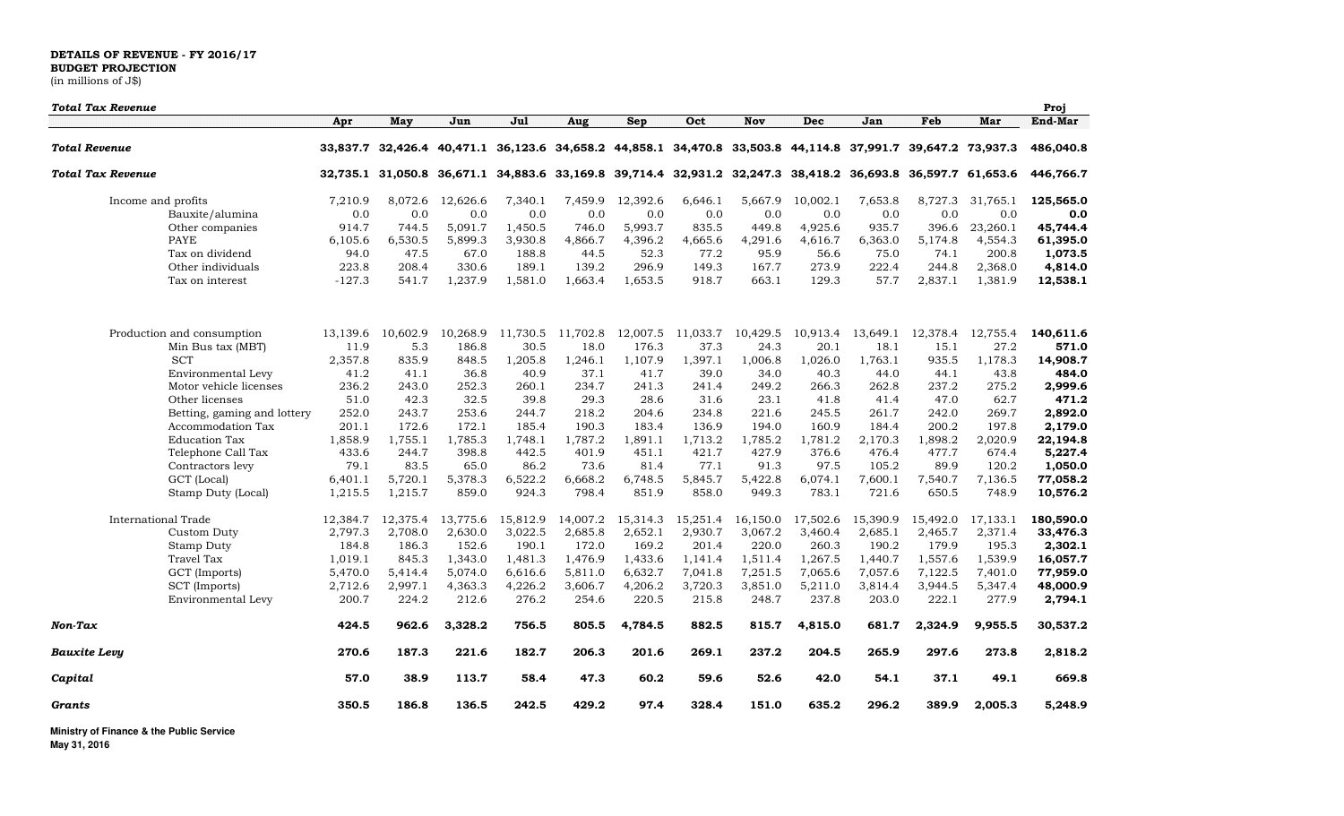**DETAILS OF REVENUE - FY 2016/17**
**BUDGET PROJECTION**
(in millions of J$)

| *Total Tax Revenue* | Apr | May | Jun | Jul | Aug | Sep | Oct | Nov | Dec | Jan | Feb | Mar | Proj End-Mar |
|---|---|---|---|---|---|---|---|---|---|---|---|---|---|
| ***Total Revenue*** | **33,837.7** | **32,426.4** | **40,471.1** | **36,123.6** | **34,658.2** | **44,858.1** | **34,470.8** | **33,503.8** | **44,114.8** | **37,991.7** | **39,647.2** | **73,937.3** | **486,040.8** |
| ***Total Tax Revenue*** | **32,735.1** | **31,050.8** | **36,671.1** | **34,883.6** | **33,169.8** | **39,714.4** | **32,931.2** | **32,247.3** | **38,418.2** | **36,693.8** | **36,597.7** | **61,653.6** | **446,766.7** |
| Income and profits | 7,210.9 | 8,072.6 | 12,626.6 | 7,340.1 | 7,459.9 | 12,392.6 | 6,646.1 | 5,667.9 | 10,002.1 | 7,653.8 | 8,727.3 | 31,765.1 | **125,565.0** |
| Bauxite/alumina | 0.0 | 0.0 | 0.0 | 0.0 | 0.0 | 0.0 | 0.0 | 0.0 | 0.0 | 0.0 | 0.0 | 0.0 | **0.0** |
| Other companies | 914.7 | 744.5 | 5,091.7 | 1,450.5 | 746.0 | 5,993.7 | 835.5 | 449.8 | 4,925.6 | 935.7 | 396.6 | 23,260.1 | **45,744.4** |
| PAYE | 6,105.6 | 6,530.5 | 5,899.3 | 3,930.8 | 4,866.7 | 4,396.2 | 4,665.6 | 4,291.6 | 4,616.7 | 6,363.0 | 5,174.8 | 4,554.3 | **61,395.0** |
| Tax on dividend | 94.0 | 47.5 | 67.0 | 188.8 | 44.5 | 52.3 | 77.2 | 95.9 | 56.6 | 75.0 | 74.1 | 200.8 | **1,073.5** |
| Other individuals | 223.8 | 208.4 | 330.6 | 189.1 | 139.2 | 296.9 | 149.3 | 167.7 | 273.9 | 222.4 | 244.8 | 2,368.0 | **4,814.0** |
| Tax on interest | -127.3 | 541.7 | 1,237.9 | 1,581.0 | 1,663.4 | 1,653.5 | 918.7 | 663.1 | 129.3 | 57.7 | 2,837.1 | 1,381.9 | **12,538.1** |
| Production and consumption | 13,139.6 | 10,602.9 | 10,268.9 | 11,730.5 | 11,702.8 | 12,007.5 | 11,033.7 | 10,429.5 | 10,913.4 | 13,649.1 | 12,378.4 | 12,755.4 | **140,611.6** |
| Min Bus tax (MBT) | 11.9 | 5.3 | 186.8 | 30.5 | 18.0 | 176.3 | 37.3 | 24.3 | 20.1 | 18.1 | 15.1 | 27.2 | **571.0** |
| SCT | 2,357.8 | 835.9 | 848.5 | 1,205.8 | 1,246.1 | 1,107.9 | 1,397.1 | 1,006.8 | 1,026.0 | 1,763.1 | 935.5 | 1,178.3 | **14,908.7** |
| Environmental Levy | 41.2 | 41.1 | 36.8 | 40.9 | 37.1 | 41.7 | 39.0 | 34.0 | 40.3 | 44.0 | 44.1 | 43.8 | **484.0** |
| Motor vehicle licenses | 236.2 | 243.0 | 252.3 | 260.1 | 234.7 | 241.3 | 241.4 | 249.2 | 266.3 | 262.8 | 237.2 | 275.2 | **2,999.6** |
| Other licenses | 51.0 | 42.3 | 32.5 | 39.8 | 29.3 | 28.6 | 31.6 | 23.1 | 41.8 | 41.4 | 47.0 | 62.7 | **471.2** |
| Betting, gaming and lottery | 252.0 | 243.7 | 253.6 | 244.7 | 218.2 | 204.6 | 234.8 | 221.6 | 245.5 | 261.7 | 242.0 | 269.7 | **2,892.0** |
| Accommodation Tax | 201.1 | 172.6 | 172.1 | 185.4 | 190.3 | 183.4 | 136.9 | 194.0 | 160.9 | 184.4 | 200.2 | 197.8 | **2,179.0** |
| Education Tax | 1,858.9 | 1,755.1 | 1,785.3 | 1,748.1 | 1,787.2 | 1,891.1 | 1,713.2 | 1,785.2 | 1,781.2 | 2,170.3 | 1,898.2 | 2,020.9 | **22,194.8** |
| Telephone Call Tax | 433.6 | 244.7 | 398.8 | 442.5 | 401.9 | 451.1 | 421.7 | 427.9 | 376.6 | 476.4 | 477.7 | 674.4 | **5,227.4** |
| Contractors levy | 79.1 | 83.5 | 65.0 | 86.2 | 73.6 | 81.4 | 77.1 | 91.3 | 97.5 | 105.2 | 89.9 | 120.2 | **1,050.0** |
| GCT (Local) | 6,401.1 | 5,720.1 | 5,378.3 | 6,522.2 | 6,668.2 | 6,748.5 | 5,845.7 | 5,422.8 | 6,074.1 | 7,600.1 | 7,540.7 | 7,136.5 | **77,058.2** |
| Stamp Duty (Local) | 1,215.5 | 1,215.7 | 859.0 | 924.3 | 798.4 | 851.9 | 858.0 | 949.3 | 783.1 | 721.6 | 650.5 | 748.9 | **10,576.2** |
| International Trade | 12,384.7 | 12,375.4 | 13,775.6 | 15,812.9 | 14,007.2 | 15,314.3 | 15,251.4 | 16,150.0 | 17,502.6 | 15,390.9 | 15,492.0 | 17,133.1 | **180,590.0** |
| Custom Duty | 2,797.3 | 2,708.0 | 2,630.0 | 3,022.5 | 2,685.8 | 2,652.1 | 2,930.7 | 3,067.2 | 3,460.4 | 2,685.1 | 2,465.7 | 2,371.4 | **33,476.3** |
| Stamp Duty | 184.8 | 186.3 | 152.6 | 190.1 | 172.0 | 169.2 | 201.4 | 220.0 | 260.3 | 190.2 | 179.9 | 195.3 | **2,302.1** |
| Travel Tax | 1,019.1 | 845.3 | 1,343.0 | 1,481.3 | 1,476.9 | 1,433.6 | 1,141.4 | 1,511.4 | 1,267.5 | 1,440.7 | 1,557.6 | 1,539.9 | **16,057.7** |
| GCT (Imports) | 5,470.0 | 5,414.4 | 5,074.0 | 6,616.6 | 5,811.0 | 6,632.7 | 7,041.8 | 7,251.5 | 7,065.6 | 7,057.6 | 7,122.5 | 7,401.0 | **77,959.0** |
| SCT (Imports) | 2,712.6 | 2,997.1 | 4,363.3 | 4,226.2 | 3,606.7 | 4,206.2 | 3,720.3 | 3,851.0 | 5,211.0 | 3,814.4 | 3,944.5 | 5,347.4 | **48,000.9** |
| Environmental Levy | 200.7 | 224.2 | 212.6 | 276.2 | 254.6 | 220.5 | 215.8 | 248.7 | 237.8 | 203.0 | 222.1 | 277.9 | **2,794.1** |
| ***Non-Tax*** | **424.5** | **962.6** | **3,328.2** | **756.5** | **805.5** | **4,784.5** | **882.5** | **815.7** | **4,815.0** | **681.7** | **2,324.9** | **9,955.5** | **30,537.2** |
| ***Bauxite Levy*** | **270.6** | **187.3** | **221.6** | **182.7** | **206.3** | **201.6** | **269.1** | **237.2** | **204.5** | **265.9** | **297.6** | **273.8** | **2,818.2** |
| ***Capital*** | **57.0** | **38.9** | **113.7** | **58.4** | **47.3** | **60.2** | **59.6** | **52.6** | **42.0** | **54.1** | **37.1** | **49.1** | **669.8** |
| ***Grants*** | **350.5** | **186.8** | **136.5** | **242.5** | **429.2** | **97.4** | **328.4** | **151.0** | **635.2** | **296.2** | **389.9** | **2,005.3** | **5,248.9** |

**Ministry of Finance & the Public Service**
**May 31, 2016**